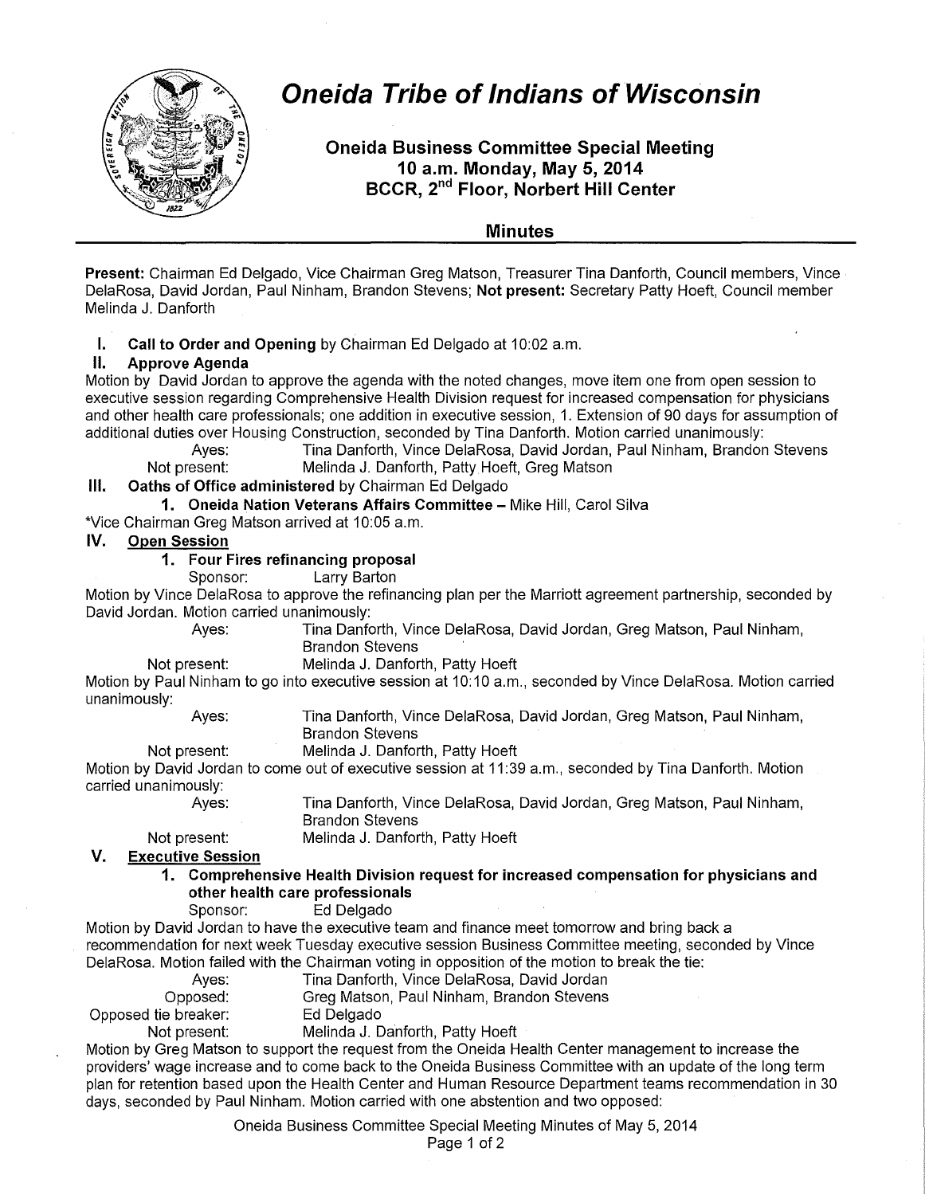# *Oneida Tribe of Indians of Wisconsin*

## Oneida Business Committee Special Meeting
### 10 a.m. Monday, May 5, 2014
### BCCR, 2nd Floor, Norbert Hill Center

## Minutes

**Present:** Chairman Ed Delgado, Vice Chairman Greg Matson, Treasurer Tina Danforth, Council members, Vince DelaRosa, David Jordan, Paul Ninham, Brandon Stevens; **Not present:** Secretary Patty Hoeft, Council member Melinda J. Danforth

**I. Call to Order and Opening** by Chairman Ed Delgado at 10:02 a.m.

**II. Approve Agenda**

Motion by David Jordan to approve the agenda with the noted changes, move item one from open session to executive session regarding Comprehensive Health Division request for increased compensation for physicians and other health care professionals; one addition in executive session, 1. Extension of 90 days for assumption of additional duties over Housing Construction, seconded by Tina Danforth. Motion carried unanimously:

Ayes: Tina Danforth, Vince DelaRosa, David Jordan, Paul Ninham, Brandon Stevens
Not present: Melinda J. Danforth, Patty Hoeft, Greg Matson

**III. Oaths of Office administered** by Chairman Ed Delgado

**1. Oneida Nation Veterans Affairs Committee –** Mike Hill, Carol Silva

*Vice Chairman Greg Matson arrived at 10:05 a.m.

**IV. Open Session**

**1. Four Fires refinancing proposal**

Sponsor: Larry Barton

Motion by Vince DelaRosa to approve the refinancing plan per the Marriott agreement partnership, seconded by David Jordan. Motion carried unanimously:

Ayes: Tina Danforth, Vince DelaRosa, David Jordan, Greg Matson, Paul Ninham, Brandon Stevens
Not present: Melinda J. Danforth, Patty Hoeft

Motion by Paul Ninham to go into executive session at 10:10 a.m., seconded by Vince DelaRosa. Motion carried unanimously:

Ayes: Tina Danforth, Vince DelaRosa, David Jordan, Greg Matson, Paul Ninham, Brandon Stevens
Not present: Melinda J. Danforth, Patty Hoeft

Motion by David Jordan to come out of executive session at 11:39 a.m., seconded by Tina Danforth. Motion carried unanimously:

Ayes: Tina Danforth, Vince DelaRosa, David Jordan, Greg Matson, Paul Ninham, Brandon Stevens
Not present: Melinda J. Danforth, Patty Hoeft

**V. Executive Session**

**1. Comprehensive Health Division request for increased compensation for physicians and other health care professionals**

Sponsor: Ed Delgado

Motion by David Jordan to have the executive team and finance meet tomorrow and bring back a recommendation for next week Tuesday executive session Business Committee meeting, seconded by Vince DelaRosa. Motion failed with the Chairman voting in opposition of the motion to break the tie:

Ayes: Tina Danforth, Vince DelaRosa, David Jordan
Opposed: Greg Matson, Paul Ninham, Brandon Stevens
Opposed tie breaker: Ed Delgado
Not present: Melinda J. Danforth, Patty Hoeft

Motion by Greg Matson to support the request from the Oneida Health Center management to increase the providers' wage increase and to come back to the Oneida Business Committee with an update of the long term plan for retention based upon the Health Center and Human Resource Department teams recommendation in 30 days, seconded by Paul Ninham. Motion carried with one abstention and two opposed: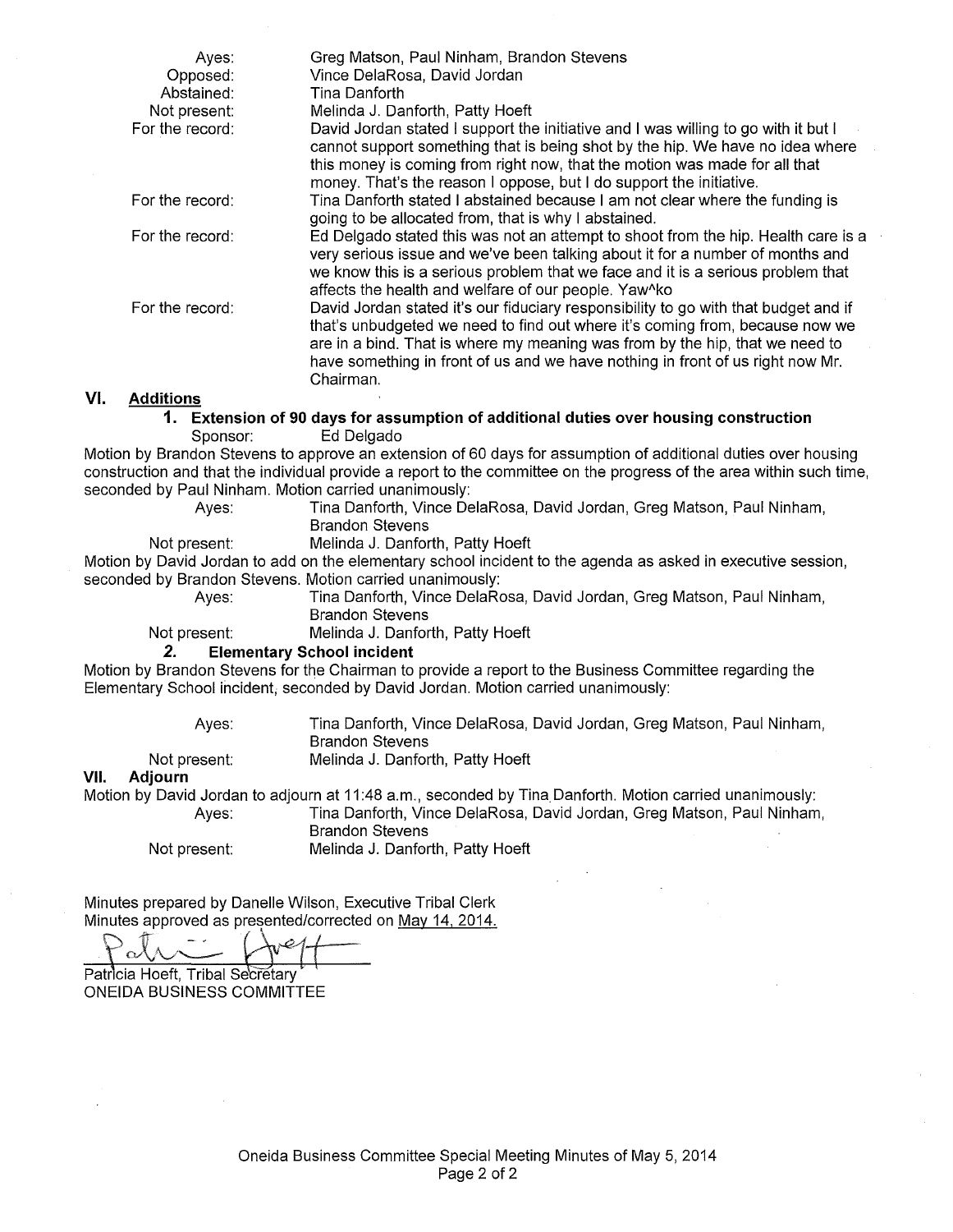| | |
|---|---|
| Ayes: | Greg Matson, Paul Ninham, Brandon Stevens |
| Opposed: | Vince DelaRosa, David Jordan |
| Abstained: | Tina Danforth |
| Not present: | Melinda J. Danforth, Patty Hoeft |
| For the record: | David Jordan stated I support the initiative and I was willing to go with it but I cannot support something that is being shot by the hip. We have no idea where this money is coming from right now, that the motion was made for all that money. That's the reason I oppose, but I do support the initiative. |
| For the record: | Tina Danforth stated I abstained because I am not clear where the funding is going to be allocated from, that is why I abstained. |
| For the record: | Ed Delgado stated this was not an attempt to shoot from the hip. Health care is a very serious issue and we've been talking about it for a number of months and we know this is a serious problem that we face and it is a serious problem that affects the health and welfare of our people. Yaw^ko |
| For the record: | David Jordan stated it's our fiduciary responsibility to go with that budget and if that's unbudgeted we need to find out where it's coming from, because now we are in a bind. That is where my meaning was from by the hip, that we need to have something in front of us and we have nothing in front of us right now Mr. Chairman. |

## VI. Additions

### 1. Extension of 90 days for assumption of additional duties over housing construction

Sponsor: Ed Delgado

Motion by Brandon Stevens to approve an extension of 60 days for assumption of additional duties over housing construction and that the individual provide a report to the committee on the progress of the area within such time, seconded by Paul Ninham. Motion carried unanimously:

Ayes: Tina Danforth, Vince DelaRosa, David Jordan, Greg Matson, Paul Ninham, Brandon Stevens
Not present: Melinda J. Danforth, Patty Hoeft

Motion by David Jordan to add on the elementary school incident to the agenda as asked in executive session, seconded by Brandon Stevens. Motion carried unanimously:

Ayes: Tina Danforth, Vince DelaRosa, David Jordan, Greg Matson, Paul Ninham, Brandon Stevens
Not present: Melinda J. Danforth, Patty Hoeft

### 2. Elementary School incident

Motion by Brandon Stevens for the Chairman to provide a report to the Business Committee regarding the Elementary School incident, seconded by David Jordan. Motion carried unanimously:

Ayes: Tina Danforth, Vince DelaRosa, David Jordan, Greg Matson, Paul Ninham, Brandon Stevens
Not present: Melinda J. Danforth, Patty Hoeft

## VII. Adjourn

Motion by David Jordan to adjourn at 11:48 a.m., seconded by Tina Danforth. Motion carried unanimously:

Ayes: Tina Danforth, Vince DelaRosa, David Jordan, Greg Matson, Paul Ninham, Brandon Stevens
Not present: Melinda J. Danforth, Patty Hoeft

Minutes prepared by Danelle Wilson, Executive Tribal Clerk
Minutes approved as presented/corrected on May 14, 2014.

Patricia Hoeft, Tribal Secretary
ONEIDA BUSINESS COMMITTEE